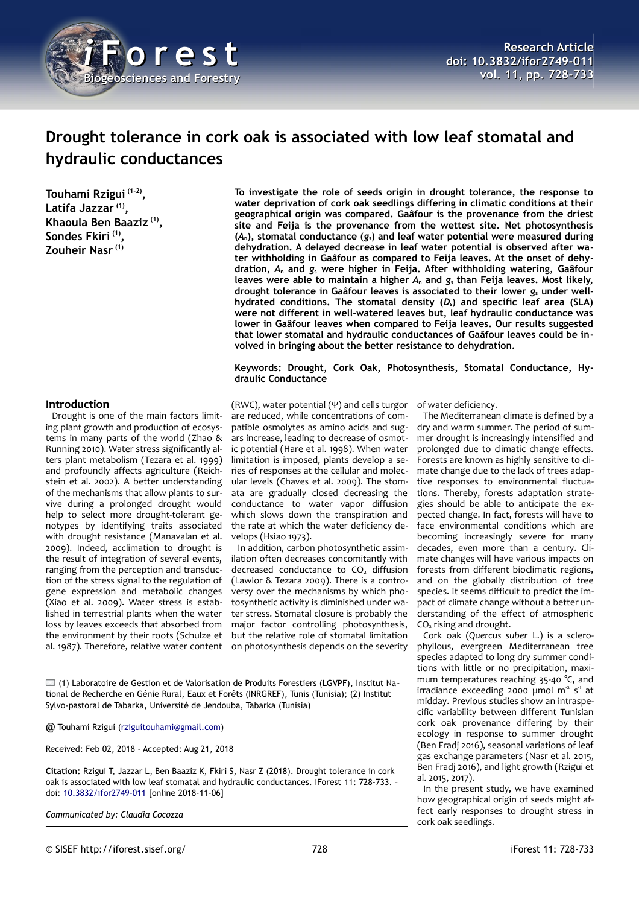# Drought tolerance in cork oak is associated with low leaf stomatal and hydraulic conductances

**Touhami Rzigui [1-2], Latifa Jazzar [1], Khaoula Ben Baaziz [1], Sondes Fkiri [1], Zouheir Nasr [1]**

**To investigate the role of seeds origin in drought tolerance, the response to water deprivation of cork oak seedlings differing in climatic conditions at their geographical origin was compared. Gaâfour is the provenance from the driest site and Feija is the provenance from the wettest site. Net photosynthesis ($A_n$), stomatal conductance ($g_s$) and leaf water potential were measured during dehydration. A delayed decrease in leaf water potential is observed after water withholding in Gaâfour as compared to Feija leaves. At the onset of dehydration, $A_n$ and $g_s$ were higher in Feija. After withholding watering, Gaâfour leaves were able to maintain a higher $A_n$ and $g_s$ than Feija leaves. Most likely, drought tolerance in Gaâfour leaves is associated to their lower $g_s$ under well-hydrated conditions. The stomatal density ($D_s$) and specific leaf area (SLA) were not different in well-watered leaves but, leaf hydraulic conductance was lower in Gaâfour leaves when compared to Feija leaves. Our results suggested that lower stomatal and hydraulic conductances of Gaâfour leaves could be involved in bringing about the better resistance to dehydration.**

**Keywords: Drought, Cork Oak, Photosynthesis, Stomatal Conductance, Hydraulic Conductance**

## Introduction

Drought is one of the main factors limiting plant growth and production of ecosystems in many parts of the world (Zhao & Running 2010). Water stress significantly alters plant metabolism (Tezara et al. 1999) and profoundly affects agriculture (Reichstein et al. 2002). A better understanding of the mechanisms that allow plants to survive during a prolonged drought would help to select more drought-tolerant genotypes by identifying traits associated with drought resistance (Manavalan et al. 2009). Indeed, acclimation to drought is the result of integration of several events, ranging from the perception and transduction of the stress signal to the regulation of gene expression and metabolic changes (Xiao et al. 2009). Water stress is established in terrestrial plants when the water loss by leaves exceeds that absorbed from the environment by their roots (Schulze et al. 1987). Therefore, relative water content (RWC), water potential (Ψ) and cells turgor are reduced, while concentrations of compatible osmolytes as amino acids and sugars increase, leading to decrease of osmotic potential (Hare et al. 1998). When water limitation is imposed, plants develop a series of responses at the cellular and molecular levels (Chaves et al. 2009). The stomata are gradually closed decreasing the conductance to water vapor diffusion which slows down the transpiration and the rate at which the water deficiency develops (Hsiao 1973).

In addition, carbon photosynthetic assimilation often decreases concomitantly with decreased conductance to $CO_2$ diffusion (Lawlor & Tezara 2009). There is a controversy over the mechanisms by which photosynthetic activity is diminished under water stress. Stomatal closure is probably the major factor controlling photosynthesis, but the relative role of stomatal limitation on photosynthesis depends on the severity of water deficiency.

The Mediterranean climate is defined by a dry and warm summer. The period of summer drought is increasingly intensified and prolonged due to climatic change effects. Forests are known as highly sensitive to climate change due to the lack of trees adaptive responses to environmental fluctuations. Thereby, forests adaptation strategies should be able to anticipate the expected change. In fact, forests will have to face environmental conditions which are becoming increasingly severe for many decades, even more than a century. Climate changes will have various impacts on forests from different bioclimatic regions, and on the globally distribution of tree species. It seems difficult to predict the impact of climate change without a better understanding of the effect of atmospheric $CO_2$ rising and drought.

Cork oak (*Quercus suber* L.) is a sclerophyllous, evergreen Mediterranean tree species adapted to long dry summer conditions with little or no precipitation, maximum temperatures reaching 35-40 °C, and irradiance exceeding 2000 µmol $m^{-2}$ $s^{-1}$ at midday. Previous studies show an intraspecific variability between different Tunisian cork oak provenance differing by their ecology in response to summer drought (Ben Fradj 2016), seasonal variations of leaf gas exchange parameters (Nasr et al. 2015, Ben Fradj 2016), and light growth (Rzigui et al. 2015, 2017).

In the present study, we have examined how geographical origin of seeds might affect early responses to drought stress in cork oak seedlings.

---

(1) Laboratoire de Gestion et de Valorisation de Produits Forestiers (LGVPF), Institut National de Recherche en Génie Rural, Eaux et Forêts (INRGREF), Tunis (Tunisia); (2) Institut Sylvo-pastoral de Tabarka, Université de Jendouba, Tabarka (Tunisia)

@ Touhami Rzigui (rziguitouhami@gmail.com)

Received: Feb 02, 2018 - Accepted: Aug 21, 2018

**Citation:** Rzigui T, Jazzar L, Ben Baaziz K, Fkiri S, Nasr Z (2018). Drought tolerance in cork oak is associated with low leaf stomatal and hydraulic conductances. iForest 11: 728-733. - doi: 10.3832/ifor2749-011 [online 2018-11-06]

*Communicated by: Claudia Cocozza*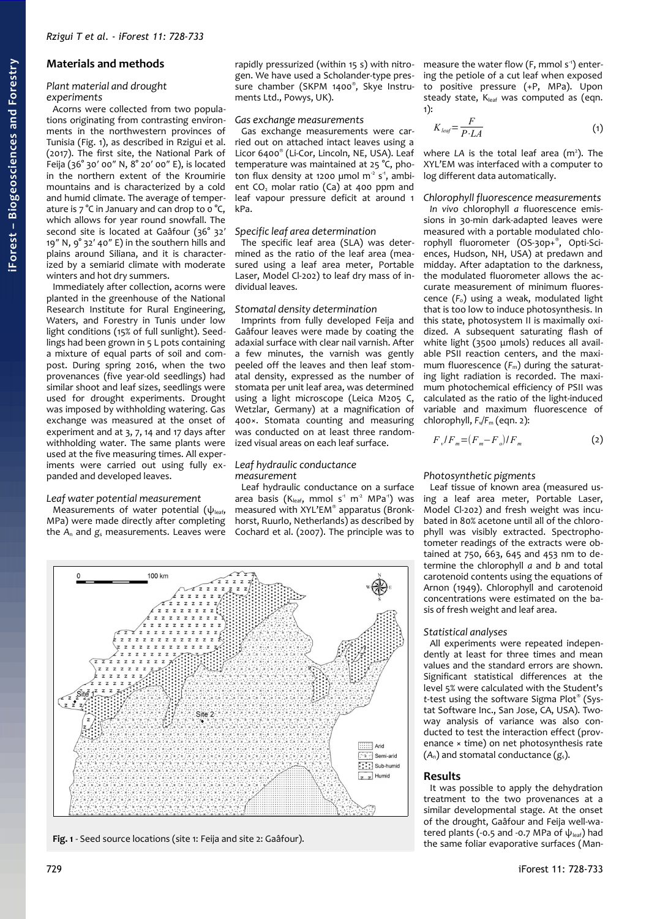## Materials and methods

### Plant material and drought experiments

Acorns were collected from two populations originating from contrasting environments in the northwestern provinces of Tunisia (Fig. 1), as described in Rzigui et al. (2017). The first site, the National Park of Feija (36° 30′ 00″ N, 8° 20′ 00″ E), is located in the northern extent of the Kroumirie mountains and is characterized by a cold and humid climate. The average of temperature is 7 °C in January and can drop to 0 °C, which allows for year round snowfall. The second site is located at Gaâfour (36° 32′ 19″ N, 9° 32′ 40″ E) in the southern hills and plains around Siliana, and it is characterized by a semiarid climate with moderate winters and hot dry summers.

Immediately after collection, acorns were planted in the greenhouse of the National Research Institute for Rural Engineering, Waters, and Forestry in Tunis under low light conditions (15% of full sunlight). Seedlings had been grown in 5 L pots containing a mixture of equal parts of soil and compost. During spring 2016, when the two provenances (five year-old seedlings) had similar shoot and leaf sizes, seedlings were used for drought experiments. Drought was imposed by withholding watering. Gas exchange was measured at the onset of experiment and at 3, 7, 14 and 17 days after withholding water. The same plants were used at the five measuring times. All experiments were carried out using fully expanded and developed leaves.

### Leaf water potential measurement

Measurements of water potential ($\psi_{leaf}$, MPa) were made directly after completing the $A_n$ and $g_s$ measurements. Leaves were rapidly pressurized (within 15 s) with nitrogen. We have used a Scholander-type pressure chamber (SKPM 1400®, Skye Instruments Ltd., Powys, UK).

### Gas exchange measurements

Gas exchange measurements were carried out on attached intact leaves using a Licor 6400® (Li-Cor, Lincoln, NE, USA). Leaf temperature was maintained at 25 °C, photon flux density at 1200 µmol $m^{-2}$ $s^{-1}$, ambient $CO_2$ molar ratio (Ca) at 400 ppm and leaf vapour pressure deficit at around 1 kPa.

### Specific leaf area determination

The specific leaf area (SLA) was determined as the ratio of the leaf area (measured using a leaf area meter, Portable Laser, Model Cl-202) to leaf dry mass of individual leaves.

### Stomatal density determination

Imprints from fully developed Feija and Gaâfour leaves were made by coating the adaxial surface with clear nail varnish. After a few minutes, the varnish was gently peeled off the leaves and then leaf stomatal density, expressed as the number of stomata per unit leaf area, was determined using a light microscope (Leica M205 C, Wetzlar, Germany) at a magnification of 400×. Stomata counting and measuring was conducted on at least three randomized visual areas on each leaf surface.

### Leaf hydraulic conductance measurement

Leaf hydraulic conductance on a surface area basis ($K_{leaf}$, mmol $s^{-1}$ $m^{-2}$ $MPa^{-1}$) was measured with XYL'EM® apparatus (Bronkhorst, Ruurlo, Netherlands) as described by Cochard et al. (2007). The principle was to measure the water flow (F, mmol $s^{-1}$) entering the petiole of a cut leaf when exposed to positive pressure (+P, MPa). Upon steady state, $K_{leaf}$ was computed as (eqn. 1):

$$K_{leaf} = \frac{F}{P \cdot LA} \tag{1}$$

where *LA* is the total leaf area ($m^2$). The XYL'EM was interfaced with a computer to log different data automatically.

### Chlorophyll fluorescence measurements

*In vivo* chlorophyll *a* fluorescence emissions in 30-min dark-adapted leaves were measured with a portable modulated chlorophyll fluorometer (OS-30p+®, Opti-Sciences, Hudson, NH, USA) at predawn and midday. After adaptation to the darkness, the modulated fluorometer allows the accurate measurement of minimum fluorescence ($F_o$) using a weak, modulated light that is too low to induce photosynthesis. In this state, photosystem II is maximally oxidized. A subsequent saturating flash of white light (3500 µmols) reduces all available PSII reaction centers, and the maximum fluorescence ($F_m$) during the saturating light radiation is recorded. The maximum photochemical efficiency of PSII was calculated as the ratio of the light-induced variable and maximum fluorescence of chlorophyll, $F_v/F_m$ (eqn. 2):

$$F_v/F_m = (F_m - F_o)/F_m \tag{2}$$

### Photosynthetic pigments

Leaf tissue of known area (measured using a leaf area meter, Portable Laser, Model Cl-202) and fresh weight was incubated in 80% acetone until all of the chlorophyll was visibly extracted. Spectrophotometer readings of the extracts were obtained at 750, 663, 645 and 453 nm to determine the chlorophyll *a* and *b* and total carotenoid contents using the equations of Arnon (1949). Chlorophyll and carotenoid concentrations were estimated on the basis of fresh weight and leaf area.

### Statistical analyses

All experiments were repeated independently at least for three times and mean values and the standard errors are shown. Significant statistical differences at the level 5% were calculated with the Student's *t*-test using the software Sigma Plot® (Systat Software Inc., San Jose, CA, USA). Two-way analysis of variance was also conducted to test the interaction effect (provenance × time) on net photosynthesis rate ($A_n$) and stomatal conductance ($g_s$).

**Fig. 1** - Seed source locations (site 1: Feija and site 2: Gaâfour).

## Results

It was possible to apply the dehydration treatment to the two provenances at a similar developmental stage. At the onset of the drought, Gaâfour and Feija well-watered plants (-0.5 and -0.7 MPa of $\psi_{leaf}$) had the same foliar evaporative surfaces (Man-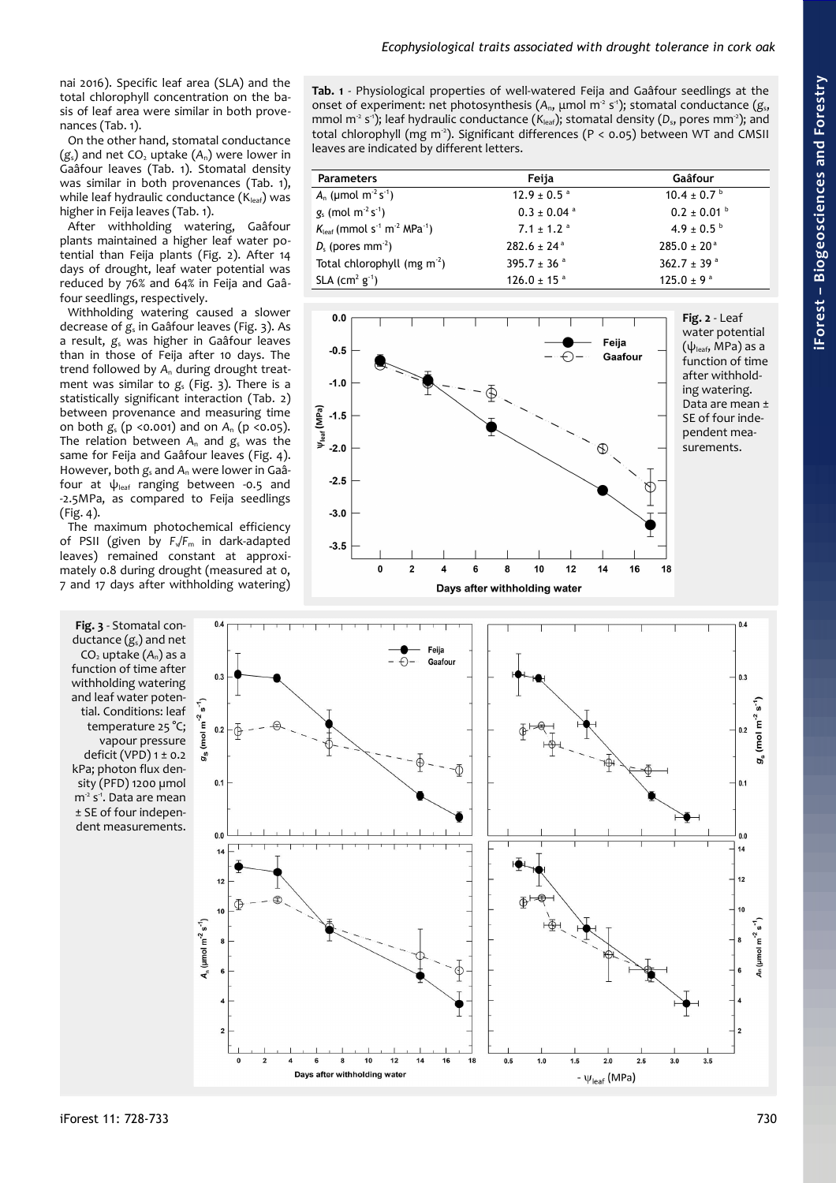nai 2016). Specific leaf area (SLA) and the total chlorophyll concentration on the basis of leaf area were similar in both provenances (Tab. 1).

On the other hand, stomatal conductance ($g_s$) and net $CO_2$ uptake ($A_n$) were lower in Gaâfour leaves (Tab. 1). Stomatal density was similar in both provenances (Tab. 1), while leaf hydraulic conductance ($K_{leaf}$) was higher in Feija leaves (Tab. 1).

After withholding watering, Gaâfour plants maintained a higher leaf water potential than Feija plants (Fig. 2). After 14 days of drought, leaf water potential was reduced by 76% and 64% in Feija and Gaâfour seedlings, respectively.

Withholding watering caused a slower decrease of $g_s$ in Gaâfour leaves (Fig. 3). As a result, $g_s$ was higher in Gaâfour leaves than in those of Feija after 10 days. The trend followed by $A_n$ during drought treatment was similar to $g_s$ (Fig. 3). There is a statistically significant interaction (Tab. 2) between provenance and measuring time on both $g_s$ ($p < 0.001$) and on $A_n$ ($p < 0.05$). The relation between $A_n$ and $g_s$ was the same for Feija and Gaâfour leaves (Fig. 4). However, both $g_s$ and $A_n$ were lower in Gaâfour at $\psi_{leaf}$ ranging between -0.5 and -2.5MPa, as compared to Feija seedlings (Fig. 4).

The maximum photochemical efficiency of PSII (given by $F_v/F_m$ in dark-adapted leaves) remained constant at approximately 0.8 during drought (measured at 0, 7 and 17 days after withholding watering)

**Tab. 1** - Physiological properties of well-watered Feija and Gaâfour seedlings at the onset of experiment: net photosynthesis ($A_n$, μmol m$^{-2}$ s$^{-1}$); stomatal conductance ($g_s$, mmol m$^{-2}$ s$^{-1}$); leaf hydraulic conductance ($K_{leaf}$); stomatal density ($D_s$, pores mm$^{-2}$); and total chlorophyll (mg m$^{-2}$). Significant differences ($P < 0.05$) between WT and CMSII leaves are indicated by different letters.

| Parameters | Feija | Gaâfour |
|---|---|---|
| $A_n$ (μmol m$^{-2}$ s$^{-1}$) | 12.9 ± 0.5 $^a$ | 10.4 ± 0.7 $^b$ |
| $g_s$ (mol m$^{-2}$ s$^{-1}$) | 0.3 ± 0.04 $^a$ | 0.2 ± 0.01 $^b$ |
| $K_{leaf}$ (mmol s$^{-1}$ m$^{-2}$ MPa$^{-1}$) | 7.1 ± 1.2 $^a$ | 4.9 ± 0.5 $^b$ |
| $D_s$ (pores mm$^{-2}$) | 282.6 ± 24 $^a$ | 285.0 ± 20 $^a$ |
| Total chlorophyll (mg m$^{-2}$) | 395.7 ± 36 $^a$ | 362.7 ± 39 $^a$ |
| SLA (cm$^2$ g$^{-1}$) | 126.0 ± 15 $^a$ | 125.0 ± 9 $^a$ |

**Fig. 2** - Leaf water potential ($\psi_{leaf}$, MPa) as a function of time after withholding watering. Data are mean ± SE of four independent measurements.

**Fig. 3** - Stomatal conductance ($g_s$) and net $CO_2$ uptake ($A_n$) as a function of time after withholding watering and leaf water potential. Conditions: leaf temperature 25 °C; vapour pressure deficit (VPD) 1 ± 0.2 kPa; photon flux density (PFD) 1200 μmol m$^{-2}$ s$^{-1}$. Data are mean ± SE of four independent measurements.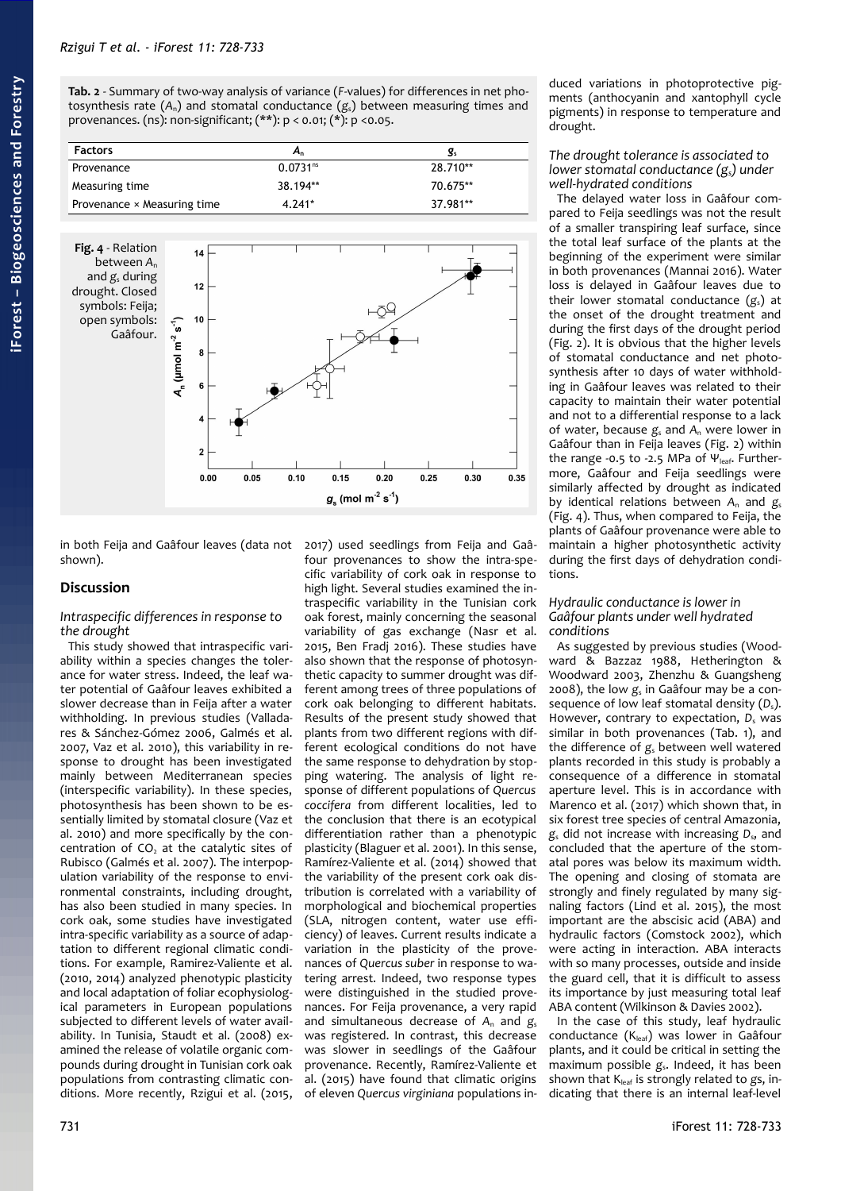**Tab. 2** - Summary of two-way analysis of variance (*F*-values) for differences in net photosynthesis rate ($A_n$) and stomatal conductance ($g_s$) between measuring times and provenances. (ns): non-significant; (**): p < 0.01; (*): p <0.05.

| Factors | $A_n$ | $g_s$ |
|---|---|---|
| Provenance | $0.0731^{ns}$ | 28.710** |
| Measuring time | 38.194** | 70.675** |
| Provenance × Measuring time | 4.241* | 37.981** |

**Fig. 4** - Relation between $A_n$ and $g_s$ during drought. Closed symbols: Feija; open symbols: Gaâfour.

in both Feija and Gaâfour leaves (data not shown).

## Discussion

### Intraspecific differences in response to the drought

This study showed that intraspecific variability within a species changes the tolerance for water stress. Indeed, the leaf water potential of Gaâfour leaves exhibited a slower decrease than in Feija after a water withholding. In previous studies (Valladares & Sánchez-Gómez 2006, Galmés et al. 2007, Vaz et al. 2010), this variability in response to drought has been investigated mainly between Mediterranean species (interspecific variability). In these species, photosynthesis has been shown to be essentially limited by stomatal closure (Vaz et al. 2010) and more specifically by the concentration of $CO_2$ at the catalytic sites of Rubisco (Galmés et al. 2007). The interpopulation variability of the response to environmental constraints, including drought, has also been studied in many species. In cork oak, some studies have investigated intra-specific variability as a source of adaptation to different regional climatic conditions. For example, Ramirez-Valiente et al. (2010, 2014) analyzed phenotypic plasticity and local adaptation of foliar ecophysiological parameters in European populations subjected to different levels of water availability. In Tunisia, Staudt et al. (2008) examined the release of volatile organic compounds during drought in Tunisian cork oak populations from contrasting climatic conditions. More recently, Rzigui et al. (2015, 2017) used seedlings from Feija and Gaâfour provenances to show the intra-specific variability of cork oak in response to high light. Several studies examined the intraspecific variability in the Tunisian cork oak forest, mainly concerning the seasonal variability of gas exchange (Nasr et al. 2015, Ben Fradj 2016). These studies have also shown that the response of photosynthetic capacity to summer drought was different among trees of three populations of cork oak belonging to different habitats. Results of the present study showed that plants from two different regions with different ecological conditions do not have the same response to dehydration by stopping watering. The analysis of light response of different populations of *Quercus coccifera* from different localities, led to the conclusion that there is an ecotypical differentiation rather than a phenotypic plasticity (Blaguer et al. 2001). In this sense, Ramírez-Valiente et al. (2014) showed that the variability of the present cork oak distribution is correlated with a variability of morphological and biochemical properties (SLA, nitrogen content, water use efficiency) of leaves. Current results indicate a variation in the plasticity of the provenances of *Quercus suber* in response to watering arrest. Indeed, two response types were distinguished in the studied provenances. For Feija provenance, a very rapid and simultaneous decrease of $A_n$ and $g_s$ was registered. In contrast, this decrease was slower in seedlings of the Gaâfour provenance. Recently, Ramírez-Valiente et al. (2015) have found that climatic origins of eleven *Quercus virginiana* populations induced variations in photoprotective pigments (anthocyanin and xantophyll cycle pigments) in response to temperature and drought.

### The drought tolerance is associated to lower stomatal conductance ($g_s$) under well-hydrated conditions

The delayed water loss in Gaâfour compared to Feija seedlings was not the result of a smaller transpiring leaf surface, since the total leaf surface of the plants at the beginning of the experiment were similar in both provenances (Mannai 2016). Water loss is delayed in Gaâfour leaves due to their lower stomatal conductance ($g_s$) at the onset of the drought treatment and during the first days of the drought period (Fig. 2). It is obvious that the higher levels of stomatal conductance and net photosynthesis after 10 days of water withholding in Gaâfour leaves was related to their capacity to maintain their water potential and not to a differential response to a lack of water, because $g_s$ and $A_n$ were lower in Gaâfour than in Feija leaves (Fig. 2) within the range -0.5 to -2.5 MPa of $\Psi_{leaf}$. Furthermore, Gaâfour and Feija seedlings were similarly affected by drought as indicated by identical relations between $A_n$ and $g_s$ (Fig. 4). Thus, when compared to Feija, the plants of Gaâfour provenance were able to maintain a higher photosynthetic activity during the first days of dehydration conditions.

### Hydraulic conductance is lower in Gaâfour plants under well hydrated conditions

As suggested by previous studies (Woodward & Bazzaz 1988, Hetherington & Woodward 2003, Zhenzhu & Guangsheng 2008), the low $g_s$ in Gaâfour may be a consequence of low leaf stomatal density ($D_s$). However, contrary to expectation, $D_s$ was similar in both provenances (Tab. 1), and the difference of $g_s$ between well watered plants recorded in this study is probably a consequence of a difference in stomatal aperture level. This is in accordance with Marenco et al. (2017) which shown that, in six forest tree species of central Amazonia, $g_s$ did not increase with increasing $D_s$, and concluded that the aperture of the stomatal pores was below its maximum width. The opening and closing of stomata are strongly and finely regulated by many signaling factors (Lind et al. 2015), the most important are the abscisic acid (ABA) and hydraulic factors (Comstock 2002), which were acting in interaction. ABA interacts with so many processes, outside and inside the guard cell, that it is difficult to assess its importance by just measuring total leaf ABA content (Wilkinson & Davies 2002).

In the case of this study, leaf hydraulic conductance ($K_{leaf}$) was lower in Gaâfour plants, and it could be critical in setting the maximum possible $g_s$. Indeed, it has been shown that $K_{leaf}$ is strongly related to gs, indicating that there is an internal leaf-level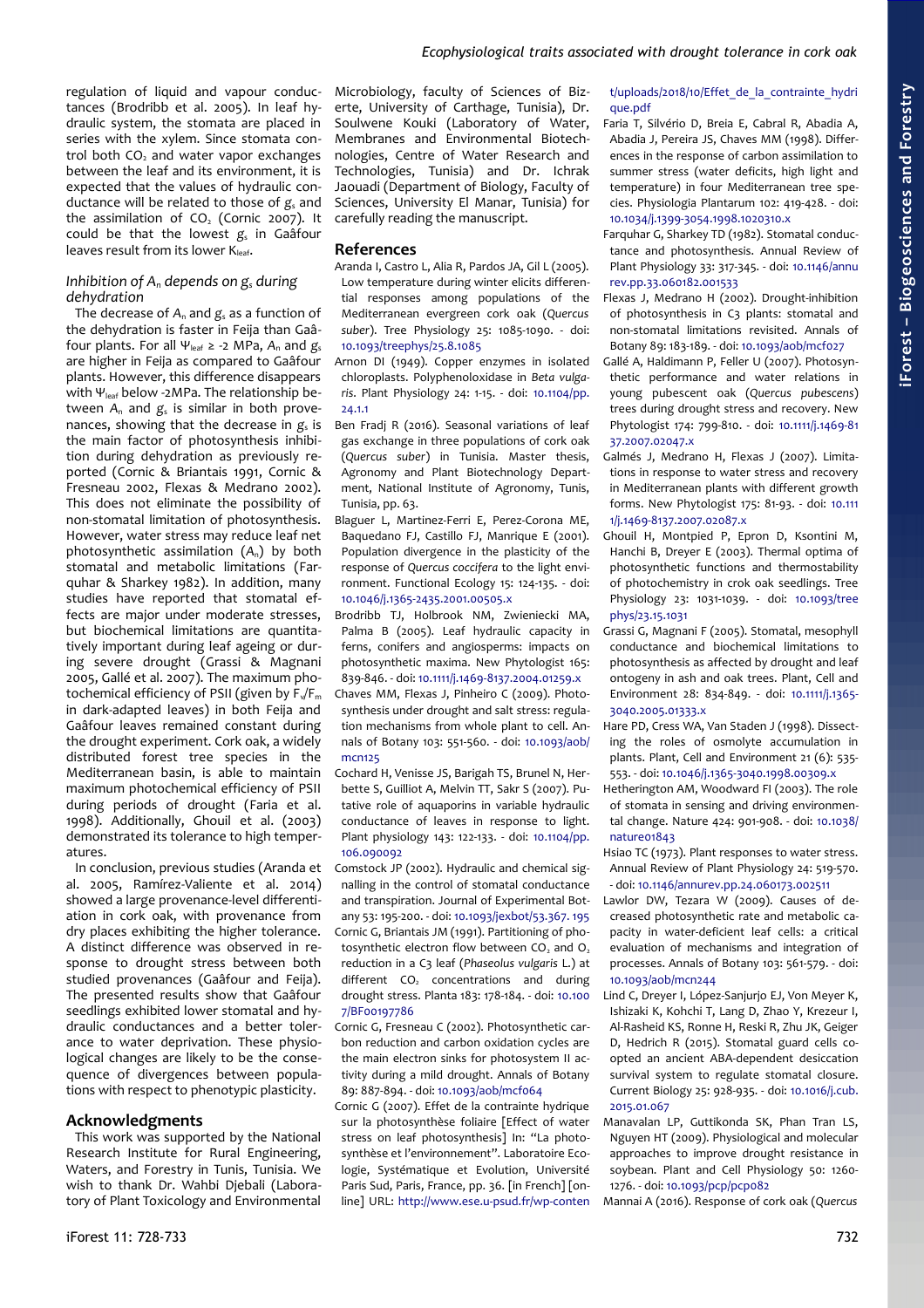regulation of liquid and vapour conductances (Brodribb et al. 2005). In leaf hydraulic system, the stomata are placed in series with the xylem. Since stomata control both $CO_2$ and water vapor exchanges between the leaf and its environment, it is expected that the values of hydraulic conductance will be related to those of $g_s$ and the assimilation of $CO_2$ (Cornic 2007). It could be that the lowest $g_s$ in Gaâfour leaves result from its lower $K_{leaf}$.

### Inhibition of $A_n$ depends on $g_s$ during dehydration

The decrease of $A_n$ and $g_s$ as a function of the dehydration is faster in Feija than Gaâfour plants. For all $\Psi_{leaf} \geq -2$ MPa, $A_n$ and $g_s$ are higher in Feija as compared to Gaâfour plants. However, this difference disappears with $\Psi_{leaf}$ below -2MPa. The relationship between $A_n$ and $g_s$ is similar in both provenances, showing that the decrease in $g_s$ is the main factor of photosynthesis inhibition during dehydration as previously reported (Cornic & Briantais 1991, Cornic & Fresneau 2002, Flexas & Medrano 2002). This does not eliminate the possibility of non-stomatal limitation of photosynthesis. However, water stress may reduce leaf net photosynthetic assimilation ($A_n$) by both stomatal and metabolic limitations (Farquhar & Sharkey 1982). In addition, many studies have reported that stomatal effects are major under moderate stresses, but biochemical limitations are quantitatively important during leaf ageing or during severe drought (Grassi & Magnani 2005, Gallé et al. 2007). The maximum photochemical efficiency of PSII (given by $F_v/F_m$ in dark-adapted leaves) in both Feija and Gaâfour leaves remained constant during the drought experiment. Cork oak, a widely distributed forest tree species in the Mediterranean basin, is able to maintain maximum photochemical efficiency of PSII during periods of drought (Faria et al. 1998). Additionally, Ghouil et al. (2003) demonstrated its tolerance to high temperatures.

In conclusion, previous studies (Aranda et al. 2005, Ramírez-Valiente et al. 2014) showed a large provenance-level differentiation in cork oak, with provenance from dry places exhibiting the higher tolerance. A distinct difference was observed in response to drought stress between both studied provenances (Gaâfour and Feija). The presented results show that Gaâfour seedlings exhibited lower stomatal and hydraulic conductances and a better tolerance to water deprivation. These physiological changes are likely to be the consequence of divergences between populations with respect to phenotypic plasticity.

## Acknowledgments

This work was supported by the National Research Institute for Rural Engineering, Waters, and Forestry in Tunis, Tunisia. We wish to thank Dr. Wahbi Djebali (Laboratory of Plant Toxicology and Environmental Microbiology, faculty of Sciences of Bizerte, University of Carthage, Tunisia), Dr. Soulwene Kouki (Laboratory of Water, Membranes and Environmental Biotechnologies, Centre of Water Research and Technologies, Tunisia) and Dr. Ichrak Jaouadi (Department of Biology, Faculty of Sciences, University El Manar, Tunisia) for carefully reading the manuscript.

## References

Aranda I, Castro L, Alia R, Pardos JA, Gil L (2005). Low temperature during winter elicits differential responses among populations of the Mediterranean evergreen cork oak (*Quercus suber*). Tree Physiology 25: 1085-1090. - doi: 10.1093/treephys/25.8.1085

Arnon DI (1949). Copper enzymes in isolated chloroplasts. Polyphenoloxidase in *Beta vulgaris*. Plant Physiology 24: 1-15. - doi: 10.1104/pp.24.1.1

Ben Fradj R (2016). Seasonal variations of leaf gas exchange in three populations of cork oak (*Quercus suber*) in Tunisia. Master thesis, Agronomy and Plant Biotechnology Department, National Institute of Agronomy, Tunis, Tunisia, pp. 63.

Blaguer L, Martinez-Ferri E, Perez-Corona ME, Baquedano FJ, Castillo FJ, Manrique E (2001). Population divergence in the plasticity of the response of *Quercus coccifera* to the light environment. Functional Ecology 15: 124-135. - doi: 10.1046/j.1365-2435.2001.00505.x

Brodribb TJ, Holbrook NM, Zwieniecki MA, Palma B (2005). Leaf hydraulic capacity in ferns, conifers and angiosperms: impacts on photosynthetic maxima. New Phytologist 165: 839-846. - doi: 10.1111/j.1469-8137.2004.01259.x

Chaves MM, Flexas J, Pinheiro C (2009). Photosynthesis under drought and salt stress: regulation mechanisms from whole plant to cell. Annals of Botany 103: 551-560. - doi: 10.1093/aob/mcn125

Cochard H, Venisse JS, Barigah TS, Brunel N, Herbette S, Guilliot A, Melvin TT, Sakr S (2007). Putative role of aquaporins in variable hydraulic conductance of leaves in response to light. Plant physiology 143: 122-133. - doi: 10.1104/pp.106.090092

Comstock JP (2002). Hydraulic and chemical signalling in the control of stomatal conductance and transpiration. Journal of Experimental Botany 53: 195-200. - doi: 10.1093/jexbot/53.367.195

Cornic G, Briantais JM (1991). Partitioning of photosynthetic electron flow between $CO_2$ and $O_2$ reduction in a C3 leaf (*Phaseolus vulgaris* L.) at different $CO_2$ concentrations and during drought stress. Planta 183: 178-184. - doi: 10.1007/BF00197786

Cornic G, Fresneau C (2002). Photosynthetic carbon reduction and carbon oxidation cycles are the main electron sinks for photosystem II activity during a mild drought. Annals of Botany 89: 887-894. - doi: 10.1093/aob/mcf064

Cornic G (2007). Effet de la contrainte hydrique sur la photosynthèse foliaire [Effect of water stress on leaf photosynthesis] In: "La photosynthèse et l'environnement". Laboratoire Ecologie, Systématique et Evolution, Université Paris Sud, Paris, France, pp. 36. [in French] [online] URL: http://www.ese.u-psud.fr/wp-content/uploads/2018/10/Effet_de_la_contrainte_hydrique.pdf

Faria T, Silvério D, Breia E, Cabral R, Abadia A, Abadia J, Pereira JS, Chaves MM (1998). Differences in the response of carbon assimilation to summer stress (water deficits, high light and temperature) in four Mediterranean tree species. Physiologia Plantarum 102: 419-428. - doi: 10.1034/j.1399-3054.1998.1020310.x

Farquhar G, Sharkey TD (1982). Stomatal conductance and photosynthesis. Annual Review of Plant Physiology 33: 317-345. - doi: 10.1146/annurev.pp.33.060182.001533

Flexas J, Medrano H (2002). Drought-inhibition of photosynthesis in C3 plants: stomatal and non-stomatal limitations revisited. Annals of Botany 89: 183-189. - doi: 10.1093/aob/mcf027

Gallé A, Haldimann P, Feller U (2007). Photosynthetic performance and water relations in young pubescent oak (*Quercus pubescens*) trees during drought stress and recovery. New Phytologist 174: 799-810. - doi: 10.1111/j.1469-8137.2007.02047.x

Galmés J, Medrano H, Flexas J (2007). Limitations in response to water stress and recovery in Mediterranean plants with different growth forms. New Phytologist 175: 81-93. - doi: 10.1111/j.1469-8137.2007.02087.x

Ghouil H, Montpied P, Epron D, Ksontini M, Hanchi B, Dreyer E (2003). Thermal optima of photosynthetic functions and thermostability of photochemistry in crok oak seedlings. Tree Physiology 23: 1031-1039. - doi: 10.1093/treephys/23.15.1031

Grassi G, Magnani F (2005). Stomatal, mesophyll conductance and biochemical limitations to photosynthesis as affected by drought and leaf ontogeny in ash and oak trees. Plant, Cell and Environment 28: 834-849. - doi: 10.1111/j.1365-3040.2005.01333.x

Hare PD, Cress WA, Van Staden J (1998). Dissecting the roles of osmolyte accumulation in plants. Plant, Cell and Environment 21 (6): 535-553. - doi: 10.1046/j.1365-3040.1998.00309.x

Hetherington AM, Woodward FI (2003). The role of stomata in sensing and driving environmental change. Nature 424: 901-908. - doi: 10.1038/nature01843

Hsiao TC (1973). Plant responses to water stress. Annual Review of Plant Physiology 24: 519-570. - doi: 10.1146/annurev.pp.24.060173.002511

Lawlor DW, Tezara W (2009). Causes of decreased photosynthetic rate and metabolic capacity in water-deficient leaf cells: a critical evaluation of mechanisms and integration of processes. Annals of Botany 103: 561-579. - doi: 10.1093/aob/mcn244

Lind C, Dreyer I, López-Sanjurjo EJ, Von Meyer K, Ishizaki K, Kohchi T, Lang D, Zhao Y, Krezeur I, Al-Rasheid KS, Ronne H, Reski R, Zhu JK, Geiger D, Hedrich R (2015). Stomatal guard cells coopted an ancient ABA-dependent desiccation survival system to regulate stomatal closure. Current Biology 25: 928-935. - doi: 10.1016/j.cub.2015.01.067

Manavalan LP, Guttikonda SK, Phan Tran LS, Nguyen HT (2009). Physiological and molecular approaches to improve drought resistance in soybean. Plant and Cell Physiology 50: 1260-1276. - doi: 10.1093/pcp/pcp082

Mannai A (2016). Response of cork oak (*Quercus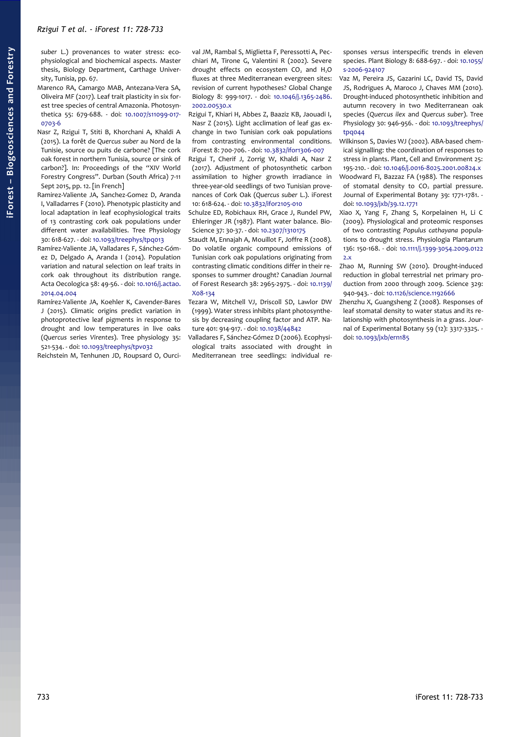*suber* L.) provenances to water stress: eco-physiological and biochemical aspects. Master thesis, Biology Department, Carthage University, Tunisia, pp. 67.

Marenco RA, Camargo MAB, Antezana-Vera SA, Oliveira MF (2017). Leaf trait plasticity in six forest tree species of central Amazonia. Photosynthetica 55: 679-688. - doi: 10.1007/s11099-017-0703-6

Nasr Z, Rzigui T, Stiti B, Khorchani A, Khaldi A (2015). La forêt de *Quercus suber* au Nord de la Tunisie, source ou puits de carbone? [The cork oak forest in northern Tunisia, source or sink of carbon?]. In: Proceedings of the "XIV World Forestry Congress". Durban (South Africa) 7-11 Sept 2015, pp. 12. [in French]

Ramirez-Valiente JA, Sanchez-Gomez D, Aranda I, Valladares F (2010). Phenotypic plasticity and local adaptation in leaf ecophysiological traits of 13 contrasting cork oak populations under different water availabilities. Tree Physiology 30: 618-627. - doi: 10.1093/treephys/tpq013

Ramírez-Valiente JA, Valladares F, Sánchez-Gómez D, Delgado A, Aranda I (2014). Population variation and natural selection on leaf traits in cork oak throughout its distribution range. Acta Oecologica 58: 49-56. - doi: 10.1016/j.actao.2014.04.004

Ramírez-Valiente JA, Koehler K, Cavender-Bares J (2015). Climatic origins predict variation in photoprotective leaf pigments in response to drought and low temperatures in live oaks (*Quercus* series *Virentes*). Tree physiology 35: 521-534. - doi: 10.1093/treephys/tpv032

Reichstein M, Tenhunen JD, Roupsard O, Ourcival JM, Rambal S, Miglietta F, Peressotti A, Pecchiari M, Tirone G, Valentini R (2002). Severe drought effects on ecosystem $CO_2$ and $H_2O$ fluxes at three Mediterranean evergreen sites: revision of current hypotheses? Global Change Biology 8: 999-1017. - doi: 10.1046/j.1365-2486.2002.00530.x

Rzigui T, Khiari H, Abbes Z, Baaziz KB, Jaouadi I, Nasr Z (2015). Light acclimation of leaf gas exchange in two Tunisian cork oak populations from contrasting environmental conditions. iForest 8: 700-706. - doi: 10.3832/ifor1306-007

Rzigui T, Cherif J, Zorrig W, Khaldi A, Nasr Z (2017). Adjustment of photosynthetic carbon assimilation to higher growth irradiance in three-year-old seedlings of two Tunisian provenances of Cork Oak (*Quercus suber* L.). iForest 10: 618-624. - doi: 10.3832/ifor2105-010

Schulze ED, Robichaux RH, Grace J, Rundel PW, Ehleringer JR (1987). Plant water balance. BioScience 37: 30-37. - doi: 10.2307/1310175

Staudt M, Ennajah A, Mouillot F, Joffre R (2008). Do volatile organic compound emissions of Tunisian cork oak populations originating from contrasting climatic conditions differ in their responses to summer drought? Canadian Journal of Forest Research 38: 2965-2975. - doi: 10.1139/X08-134

Tezara W, Mitchell VJ, Driscoll SD, Lawlor DW (1999). Water stress inhibits plant photosynthesis by decreasing coupling factor and ATP. Nature 401: 914-917. - doi: 10.1038/44842

Valladares F, Sánchez-Gómez D (2006). Ecophysiological traits associated with drought in Mediterranean tree seedlings: individual responses *versus* interspecific trends in eleven species. Plant Biology 8: 688-697. - doi: 10.1055/s-2006-924107

Vaz M, Pereira JS, Gazarini LC, David TS, David JS, Rodrigues A, Maroco J, Chaves MM (2010). Drought-induced photosynthetic inhibition and autumn recovery in two Mediterranean oak species (*Quercus ilex* and *Quercus suber*). Tree Physiology 30: 946-956. - doi: 10.1093/treephys/tpq044

Wilkinson S, Davies WJ (2002). ABA-based chemical signalling: the coordination of responses to stress in plants. Plant, Cell and Environment 25: 195-210. - doi: 10.1046/j.0016-8025.2001.00824.x

Woodward FI, Bazzaz FA (1988). The responses of stomatal density to $CO_2$ partial pressure. Journal of Experimental Botany 39: 1771-1781. - doi: 10.1093/jxb/39.12.1771

Xiao X, Yang F, Zhang S, Korpelainen H, Li C (2009). Physiological and proteomic responses of two contrasting *Populus cathayana* populations to drought stress. Physiologia Plantarum 136: 150-168. - doi: 10.1111/j.1399-3054.2009.01222.x

Zhao M, Running SW (2010). Drought-induced reduction in global terrestrial net primary production from 2000 through 2009. Science 329: 940-943. - doi: 10.1126/science.1192666

Zhenzhu X, Guangsheng Z (2008). Responses of leaf stomatal density to water status and its relationship with photosynthesis in a grass. Journal of Experimental Botany 59 (12): 3317-3325. - doi: 10.1093/jxb/ern185